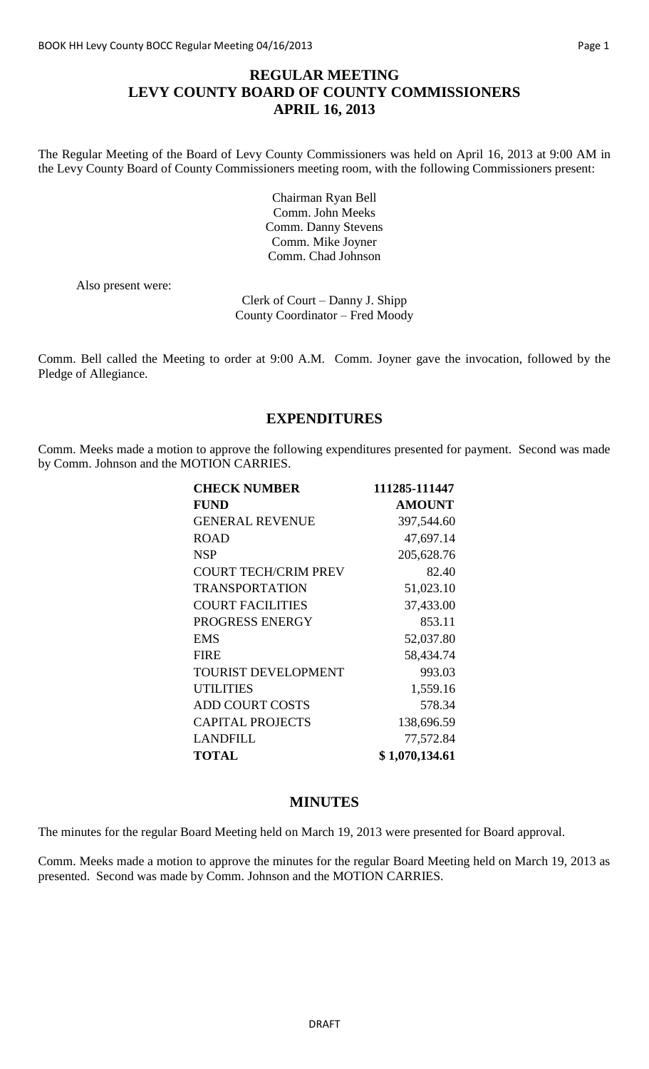# REGULAR MEETING
# LEVY COUNTY BOARD OF COUNTY COMMISSIONERS
# APRIL 16, 2013

The Regular Meeting of the Board of Levy County Commissioners was held on April 16, 2013 at 9:00 AM in the Levy County Board of County Commissioners meeting room, with the following Commissioners present:

Chairman Ryan Bell
Comm. John Meeks
Comm. Danny Stevens
Comm. Mike Joyner
Comm. Chad Johnson

Also present were:

Clerk of Court – Danny J. Shipp
County Coordinator – Fred Moody

Comm. Bell called the Meeting to order at 9:00 A.M. Comm. Joyner gave the invocation, followed by the Pledge of Allegiance.

## EXPENDITURES

Comm. Meeks made a motion to approve the following expenditures presented for payment. Second was made by Comm. Johnson and the MOTION CARRIES.

| **CHECK NUMBER** | **111285-111447** |
|---|---|
| **FUND** | **AMOUNT** |
| GENERAL REVENUE | 397,544.60 |
| ROAD | 47,697.14 |
| NSP | 205,628.76 |
| COURT TECH/CRIM PREV | 82.40 |
| TRANSPORTATION | 51,023.10 |
| COURT FACILITIES | 37,433.00 |
| PROGRESS ENERGY | 853.11 |
| EMS | 52,037.80 |
| FIRE | 58,434.74 |
| TOURIST DEVELOPMENT | 993.03 |
| UTILITIES | 1,559.16 |
| ADD COURT COSTS | 578.34 |
| CAPITAL PROJECTS | 138,696.59 |
| LANDFILL | 77,572.84 |
| **TOTAL** | **$ 1,070,134.61** |

## MINUTES

The minutes for the regular Board Meeting held on March 19, 2013 were presented for Board approval.

Comm. Meeks made a motion to approve the minutes for the regular Board Meeting held on March 19, 2013 as presented. Second was made by Comm. Johnson and the MOTION CARRIES.

DRAFT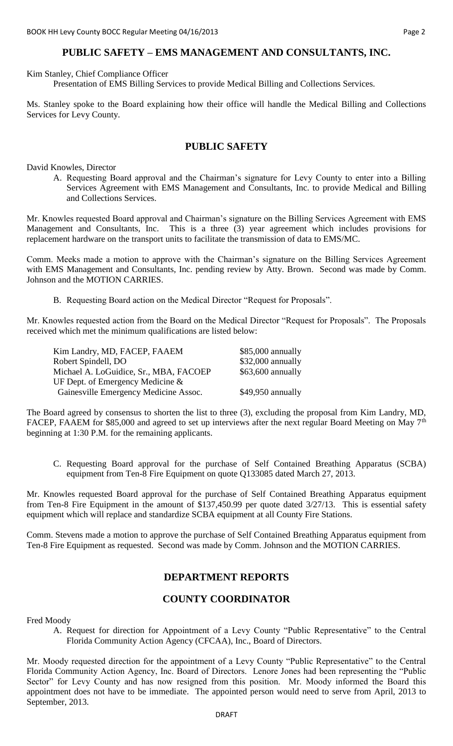## PUBLIC SAFETY – EMS MANAGEMENT AND CONSULTANTS, INC.

Kim Stanley, Chief Compliance Officer

Presentation of EMS Billing Services to provide Medical Billing and Collections Services.

Ms. Stanley spoke to the Board explaining how their office will handle the Medical Billing and Collections Services for Levy County.

## PUBLIC SAFETY

David Knowles, Director

A. Requesting Board approval and the Chairman's signature for Levy County to enter into a Billing Services Agreement with EMS Management and Consultants, Inc. to provide Medical and Billing and Collections Services.

Mr. Knowles requested Board approval and Chairman's signature on the Billing Services Agreement with EMS Management and Consultants, Inc. This is a three (3) year agreement which includes provisions for replacement hardware on the transport units to facilitate the transmission of data to EMS/MC.

Comm. Meeks made a motion to approve with the Chairman's signature on the Billing Services Agreement with EMS Management and Consultants, Inc. pending review by Atty. Brown. Second was made by Comm. Johnson and the MOTION CARRIES.

B. Requesting Board action on the Medical Director "Request for Proposals".

Mr. Knowles requested action from the Board on the Medical Director "Request for Proposals". The Proposals received which met the minimum qualifications are listed below:

| | |
|---|---|
| Kim Landry, MD, FACEP, FAAEM | $85,000 annually |
| Robert Spindell, DO | $32,000 annually |
| Michael A. LoGuidice, Sr., MBA, FACOEP | $63,600 annually |
| UF Dept. of Emergency Medicine & Gainesville Emergency Medicine Assoc. | $49,950 annually |

The Board agreed by consensus to shorten the list to three (3), excluding the proposal from Kim Landry, MD, FACEP, FAAEM for $85,000 and agreed to set up interviews after the next regular Board Meeting on May 7th beginning at 1:30 P.M. for the remaining applicants.

C. Requesting Board approval for the purchase of Self Contained Breathing Apparatus (SCBA) equipment from Ten-8 Fire Equipment on quote Q133085 dated March 27, 2013.

Mr. Knowles requested Board approval for the purchase of Self Contained Breathing Apparatus equipment from Ten-8 Fire Equipment in the amount of $137,450.99 per quote dated 3/27/13. This is essential safety equipment which will replace and standardize SCBA equipment at all County Fire Stations.

Comm. Stevens made a motion to approve the purchase of Self Contained Breathing Apparatus equipment from Ten-8 Fire Equipment as requested. Second was made by Comm. Johnson and the MOTION CARRIES.

## DEPARTMENT REPORTS

## COUNTY COORDINATOR

Fred Moody

A. Request for direction for Appointment of a Levy County "Public Representative" to the Central Florida Community Action Agency (CFCAA), Inc., Board of Directors.

Mr. Moody requested direction for the appointment of a Levy County "Public Representative" to the Central Florida Community Action Agency, Inc. Board of Directors. Lenore Jones had been representing the "Public Sector" for Levy County and has now resigned from this position. Mr. Moody informed the Board this appointment does not have to be immediate. The appointed person would need to serve from April, 2013 to September, 2013.

DRAFT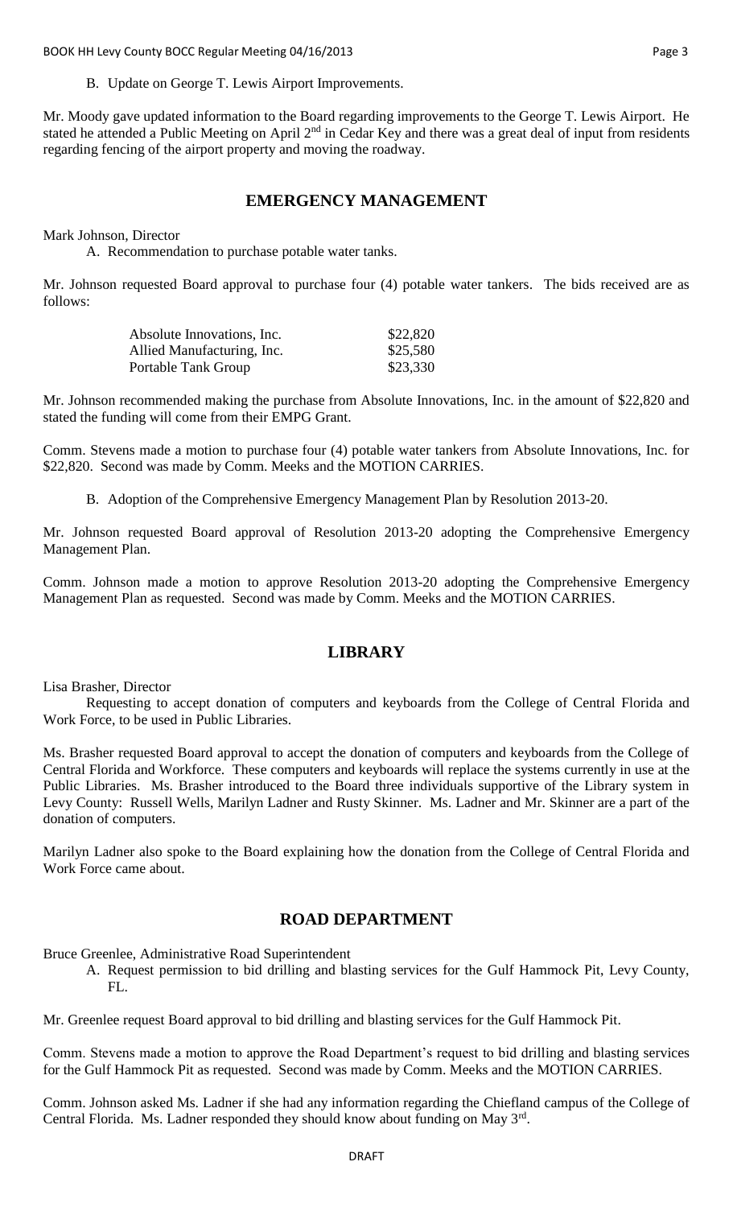B. Update on George T. Lewis Airport Improvements.

Mr. Moody gave updated information to the Board regarding improvements to the George T. Lewis Airport. He stated he attended a Public Meeting on April 2nd in Cedar Key and there was a great deal of input from residents regarding fencing of the airport property and moving the roadway.

## EMERGENCY MANAGEMENT

Mark Johnson, Director

A. Recommendation to purchase potable water tanks.

Mr. Johnson requested Board approval to purchase four (4) potable water tankers. The bids received are as follows:

| | |
|---|---|
| Absolute Innovations, Inc. | $22,820 |
| Allied Manufacturing, Inc. | $25,580 |
| Portable Tank Group | $23,330 |

Mr. Johnson recommended making the purchase from Absolute Innovations, Inc. in the amount of $22,820 and stated the funding will come from their EMPG Grant.

Comm. Stevens made a motion to purchase four (4) potable water tankers from Absolute Innovations, Inc. for $22,820. Second was made by Comm. Meeks and the MOTION CARRIES.

B. Adoption of the Comprehensive Emergency Management Plan by Resolution 2013-20.

Mr. Johnson requested Board approval of Resolution 2013-20 adopting the Comprehensive Emergency Management Plan.

Comm. Johnson made a motion to approve Resolution 2013-20 adopting the Comprehensive Emergency Management Plan as requested. Second was made by Comm. Meeks and the MOTION CARRIES.

## LIBRARY

Lisa Brasher, Director

Requesting to accept donation of computers and keyboards from the College of Central Florida and Work Force, to be used in Public Libraries.

Ms. Brasher requested Board approval to accept the donation of computers and keyboards from the College of Central Florida and Workforce. These computers and keyboards will replace the systems currently in use at the Public Libraries. Ms. Brasher introduced to the Board three individuals supportive of the Library system in Levy County: Russell Wells, Marilyn Ladner and Rusty Skinner. Ms. Ladner and Mr. Skinner are a part of the donation of computers.

Marilyn Ladner also spoke to the Board explaining how the donation from the College of Central Florida and Work Force came about.

## ROAD DEPARTMENT

Bruce Greenlee, Administrative Road Superintendent

A. Request permission to bid drilling and blasting services for the Gulf Hammock Pit, Levy County, FL.

Mr. Greenlee request Board approval to bid drilling and blasting services for the Gulf Hammock Pit.

Comm. Stevens made a motion to approve the Road Department's request to bid drilling and blasting services for the Gulf Hammock Pit as requested. Second was made by Comm. Meeks and the MOTION CARRIES.

Comm. Johnson asked Ms. Ladner if she had any information regarding the Chiefland campus of the College of Central Florida. Ms. Ladner responded they should know about funding on May 3rd.

DRAFT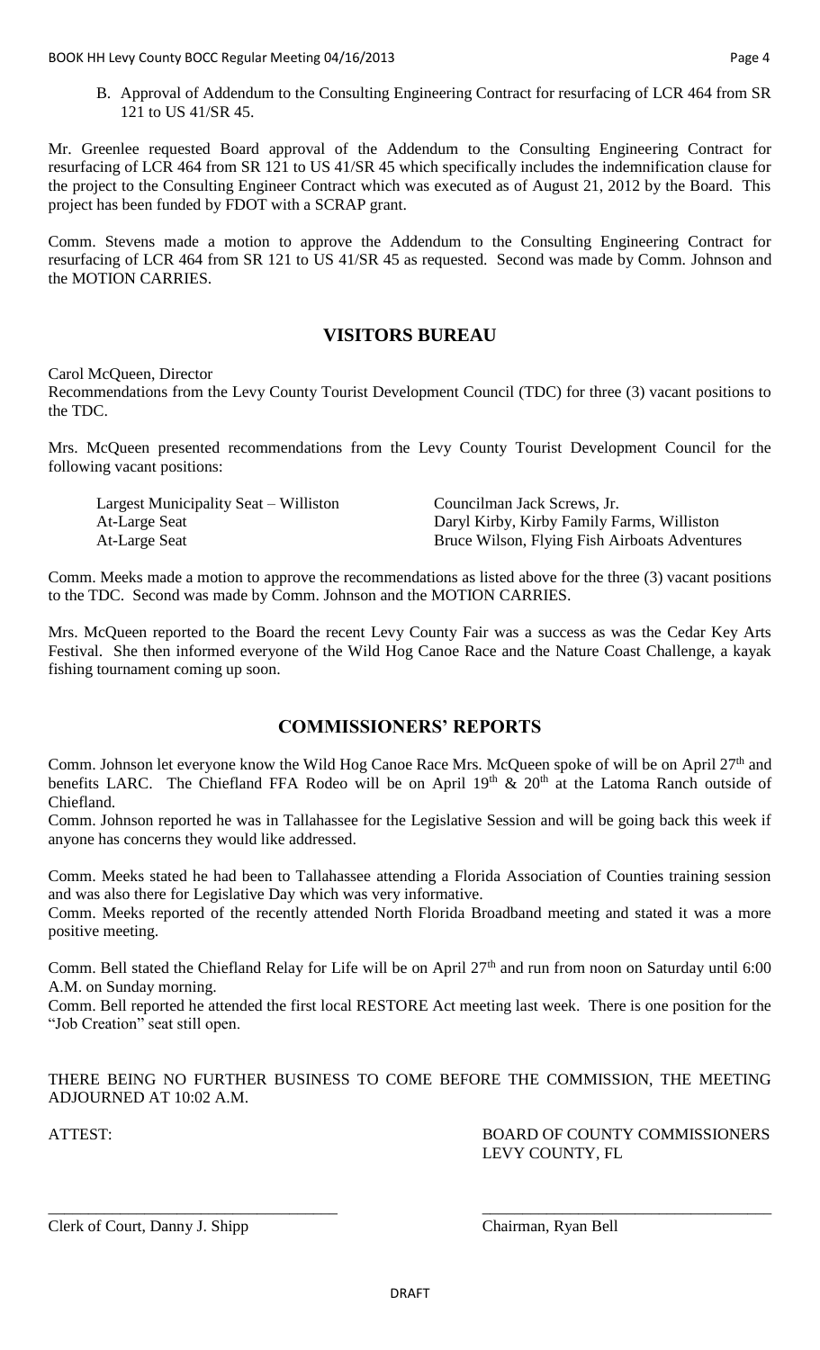B. Approval of Addendum to the Consulting Engineering Contract for resurfacing of LCR 464 from SR 121 to US 41/SR 45.

Mr. Greenlee requested Board approval of the Addendum to the Consulting Engineering Contract for resurfacing of LCR 464 from SR 121 to US 41/SR 45 which specifically includes the indemnification clause for the project to the Consulting Engineer Contract which was executed as of August 21, 2012 by the Board. This project has been funded by FDOT with a SCRAP grant.

Comm. Stevens made a motion to approve the Addendum to the Consulting Engineering Contract for resurfacing of LCR 464 from SR 121 to US 41/SR 45 as requested. Second was made by Comm. Johnson and the MOTION CARRIES.

## VISITORS BUREAU

Carol McQueen, Director
Recommendations from the Levy County Tourist Development Council (TDC) for three (3) vacant positions to the TDC.

Mrs. McQueen presented recommendations from the Levy County Tourist Development Council for the following vacant positions:

| | |
|---|---|
| Largest Municipality Seat – Williston | Councilman Jack Screws, Jr. |
| At-Large Seat | Daryl Kirby, Kirby Family Farms, Williston |
| At-Large Seat | Bruce Wilson, Flying Fish Airboats Adventures |

Comm. Meeks made a motion to approve the recommendations as listed above for the three (3) vacant positions to the TDC. Second was made by Comm. Johnson and the MOTION CARRIES.

Mrs. McQueen reported to the Board the recent Levy County Fair was a success as was the Cedar Key Arts Festival. She then informed everyone of the Wild Hog Canoe Race and the Nature Coast Challenge, a kayak fishing tournament coming up soon.

## COMMISSIONERS' REPORTS

Comm. Johnson let everyone know the Wild Hog Canoe Race Mrs. McQueen spoke of will be on April 27th and benefits LARC. The Chiefland FFA Rodeo will be on April 19th & 20th at the Latoma Ranch outside of Chiefland.
Comm. Johnson reported he was in Tallahassee for the Legislative Session and will be going back this week if anyone has concerns they would like addressed.

Comm. Meeks stated he had been to Tallahassee attending a Florida Association of Counties training session and was also there for Legislative Day which was very informative.
Comm. Meeks reported of the recently attended North Florida Broadband meeting and stated it was a more positive meeting.

Comm. Bell stated the Chiefland Relay for Life will be on April 27th and run from noon on Saturday until 6:00 A.M. on Sunday morning.
Comm. Bell reported he attended the first local RESTORE Act meeting last week. There is one position for the "Job Creation" seat still open.

THERE BEING NO FURTHER BUSINESS TO COME BEFORE THE COMMISSION, THE MEETING ADJOURNED AT 10:02 A.M.

ATTEST:

BOARD OF COUNTY COMMISSIONERS
LEVY COUNTY, FL

\_\_\_\_\_\_\_\_\_\_\_\_\_\_\_\_\_\_\_\_\_\_\_\_\_\_\_\_\_\_\_\_\_\_\_\_
Clerk of Court, Danny J. Shipp

\_\_\_\_\_\_\_\_\_\_\_\_\_\_\_\_\_\_\_\_\_\_\_\_\_\_\_\_\_\_\_\_\_\_\_\_
Chairman, Ryan Bell

DRAFT